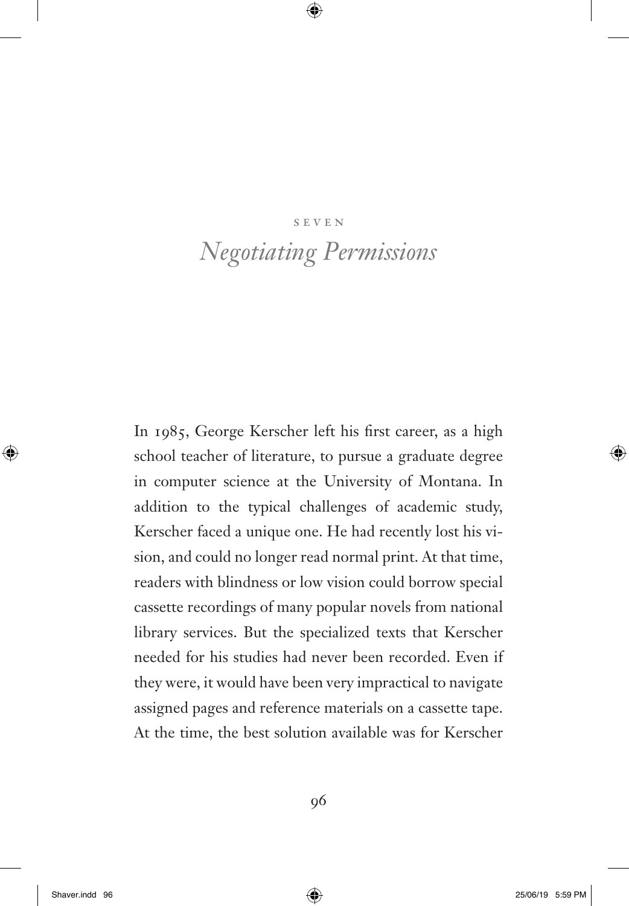# SEVEN
# *Negotiating Permissions*

In 1985, George Kerscher left his first career, as a high school teacher of literature, to pursue a graduate degree in computer science at the University of Montana. In addition to the typical challenges of academic study, Kerscher faced a unique one. He had recently lost his vision, and could no longer read normal print. At that time, readers with blindness or low vision could borrow special cassette recordings of many popular novels from national library services. But the specialized texts that Kerscher needed for his studies had never been recorded. Even if they were, it would have been very impractical to navigate assigned pages and reference materials on a cassette tape. At the time, the best solution available was for Kerscher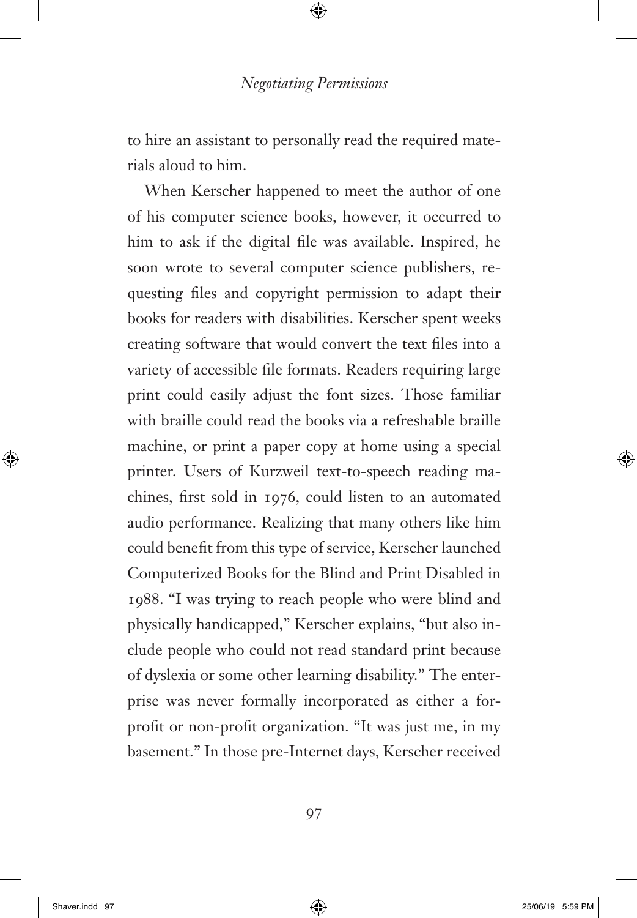to hire an assistant to personally read the required materials aloud to him.

When Kerscher happened to meet the author of one of his computer science books, however, it occurred to him to ask if the digital file was available. Inspired, he soon wrote to several computer science publishers, requesting files and copyright permission to adapt their books for readers with disabilities. Kerscher spent weeks creating software that would convert the text files into a variety of accessible file formats. Readers requiring large print could easily adjust the font sizes. Those familiar with braille could read the books via a refreshable braille machine, or print a paper copy at home using a special printer. Users of Kurzweil text-to-speech reading machines, first sold in 1976, could listen to an automated audio performance. Realizing that many others like him could benefit from this type of service, Kerscher launched Computerized Books for the Blind and Print Disabled in 1988. "I was trying to reach people who were blind and physically handicapped," Kerscher explains, "but also include people who could not read standard print because of dyslexia or some other learning disability." The enterprise was never formally incorporated as either a for-profit or non-profit organization. "It was just me, in my basement." In those pre-Internet days, Kerscher received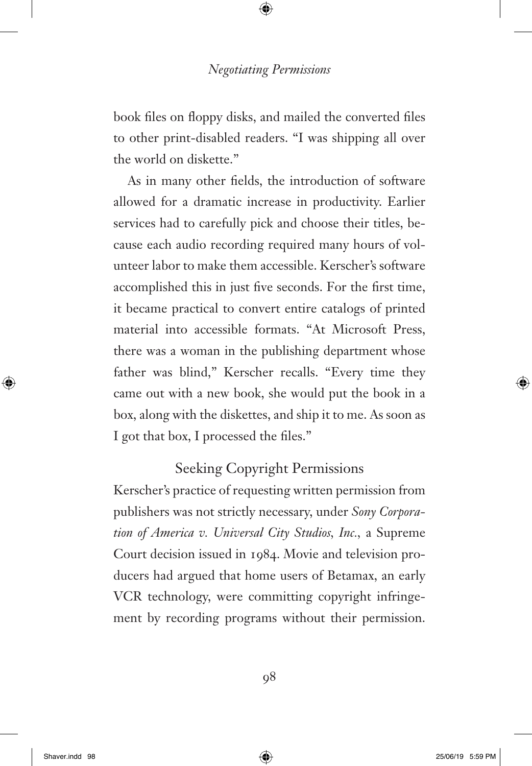book files on floppy disks, and mailed the converted files to other print-disabled readers. "I was shipping all over the world on diskette."

As in many other fields, the introduction of software allowed for a dramatic increase in productivity. Earlier services had to carefully pick and choose their titles, because each audio recording required many hours of volunteer labor to make them accessible. Kerscher's software accomplished this in just five seconds. For the first time, it became practical to convert entire catalogs of printed material into accessible formats. "At Microsoft Press, there was a woman in the publishing department whose father was blind," Kerscher recalls. "Every time they came out with a new book, she would put the book in a box, along with the diskettes, and ship it to me. As soon as I got that box, I processed the files."

## Seeking Copyright Permissions

Kerscher's practice of requesting written permission from publishers was not strictly necessary, under *Sony Corporation of America v. Universal City Studios, Inc.*, a Supreme Court decision issued in 1984. Movie and television producers had argued that home users of Betamax, an early VCR technology, were committing copyright infringement by recording programs without their permission.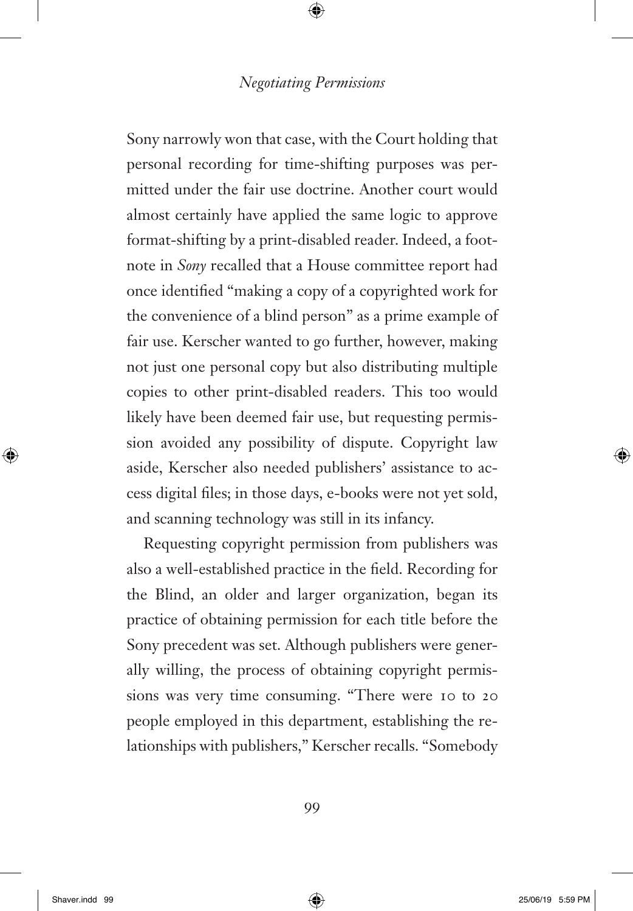Sony narrowly won that case, with the Court holding that personal recording for time-shifting purposes was permitted under the fair use doctrine. Another court would almost certainly have applied the same logic to approve format-shifting by a print-disabled reader. Indeed, a footnote in *Sony* recalled that a House committee report had once identified "making a copy of a copyrighted work for the convenience of a blind person" as a prime example of fair use. Kerscher wanted to go further, however, making not just one personal copy but also distributing multiple copies to other print-disabled readers. This too would likely have been deemed fair use, but requesting permission avoided any possibility of dispute. Copyright law aside, Kerscher also needed publishers' assistance to access digital files; in those days, e-books were not yet sold, and scanning technology was still in its infancy.

Requesting copyright permission from publishers was also a well-established practice in the field. Recording for the Blind, an older and larger organization, began its practice of obtaining permission for each title before the Sony precedent was set. Although publishers were generally willing, the process of obtaining copyright permissions was very time consuming. "There were 10 to 20 people employed in this department, establishing the relationships with publishers," Kerscher recalls. "Somebody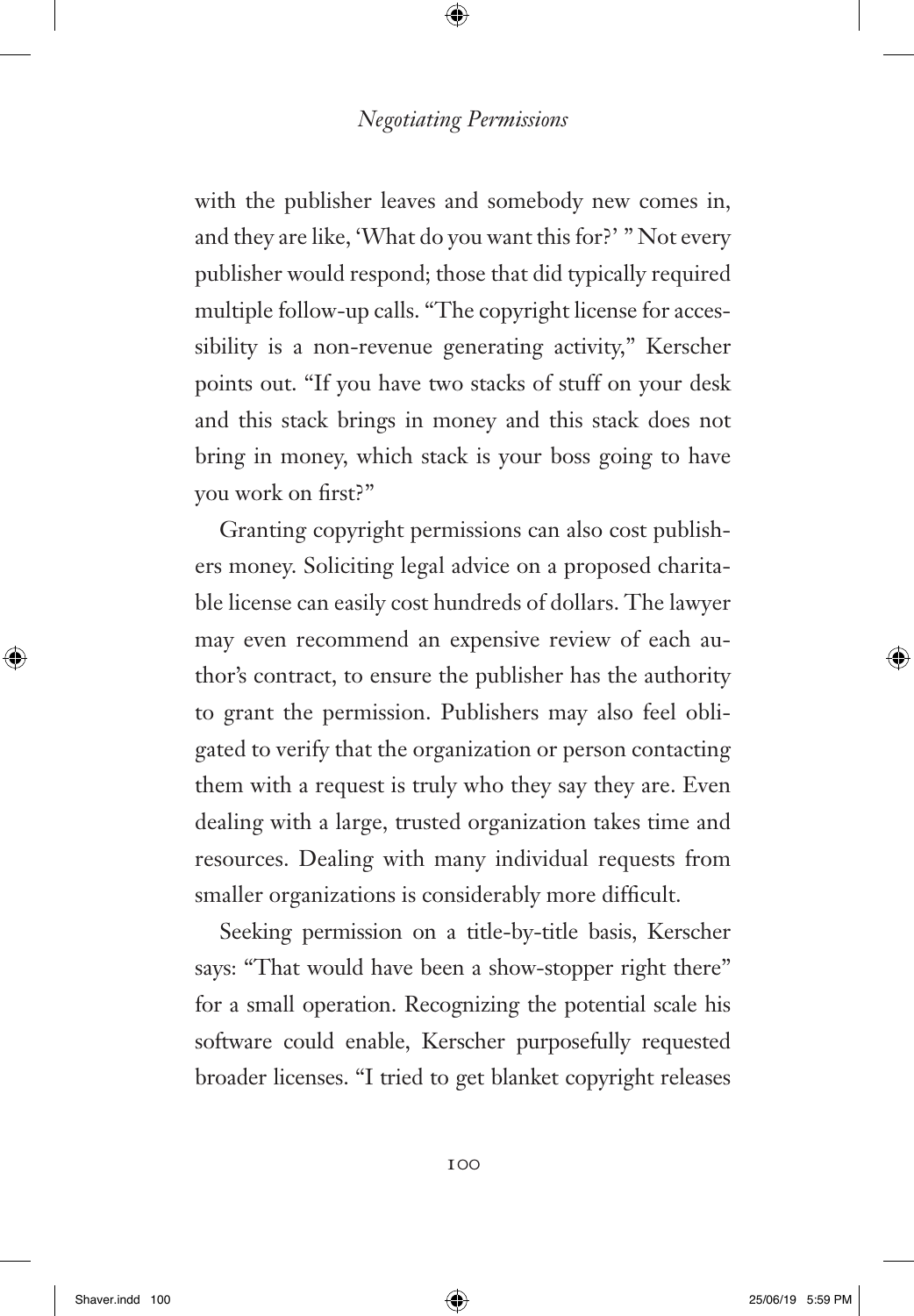with the publisher leaves and somebody new comes in, and they are like, 'What do you want this for?' " Not every publisher would respond; those that did typically required multiple follow-up calls. "The copyright license for accessibility is a non-revenue generating activity," Kerscher points out. "If you have two stacks of stuff on your desk and this stack brings in money and this stack does not bring in money, which stack is your boss going to have you work on first?"

Granting copyright permissions can also cost publishers money. Soliciting legal advice on a proposed charitable license can easily cost hundreds of dollars. The lawyer may even recommend an expensive review of each author's contract, to ensure the publisher has the authority to grant the permission. Publishers may also feel obligated to verify that the organization or person contacting them with a request is truly who they say they are. Even dealing with a large, trusted organization takes time and resources. Dealing with many individual requests from smaller organizations is considerably more difficult.

Seeking permission on a title-by-title basis, Kerscher says: "That would have been a show-stopper right there" for a small operation. Recognizing the potential scale his software could enable, Kerscher purposefully requested broader licenses. "I tried to get blanket copyright releases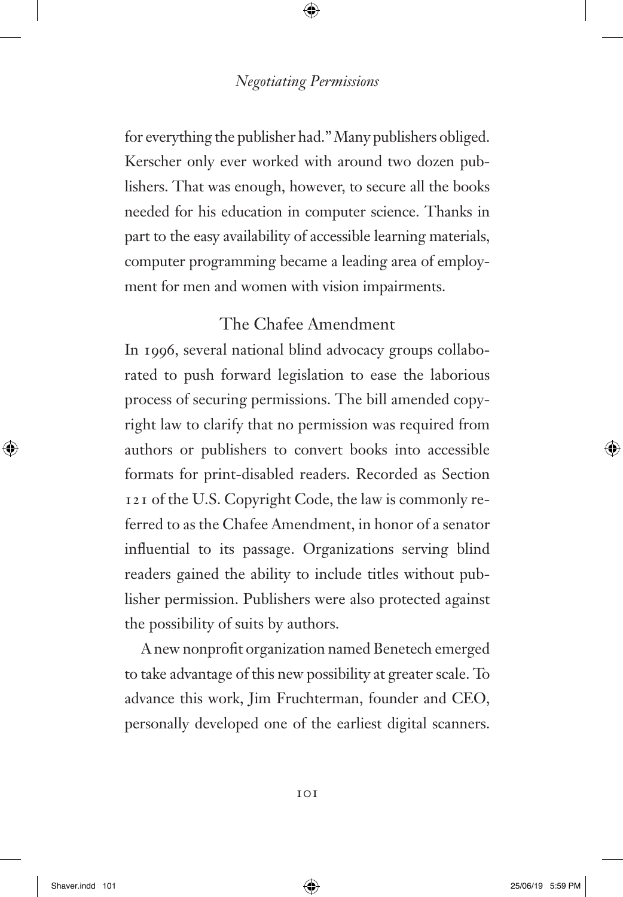for everything the publisher had." Many publishers obliged. Kerscher only ever worked with around two dozen publishers. That was enough, however, to secure all the books needed for his education in computer science. Thanks in part to the easy availability of accessible learning materials, computer programming became a leading area of employment for men and women with vision impairments.

## The Chafee Amendment

In 1996, several national blind advocacy groups collaborated to push forward legislation to ease the laborious process of securing permissions. The bill amended copyright law to clarify that no permission was required from authors or publishers to convert books into accessible formats for print-disabled readers. Recorded as Section 121 of the U.S. Copyright Code, the law is commonly referred to as the Chafee Amendment, in honor of a senator influential to its passage. Organizations serving blind readers gained the ability to include titles without publisher permission. Publishers were also protected against the possibility of suits by authors.

A new nonprofit organization named Benetech emerged to take advantage of this new possibility at greater scale. To advance this work, Jim Fruchterman, founder and CEO, personally developed one of the earliest digital scanners.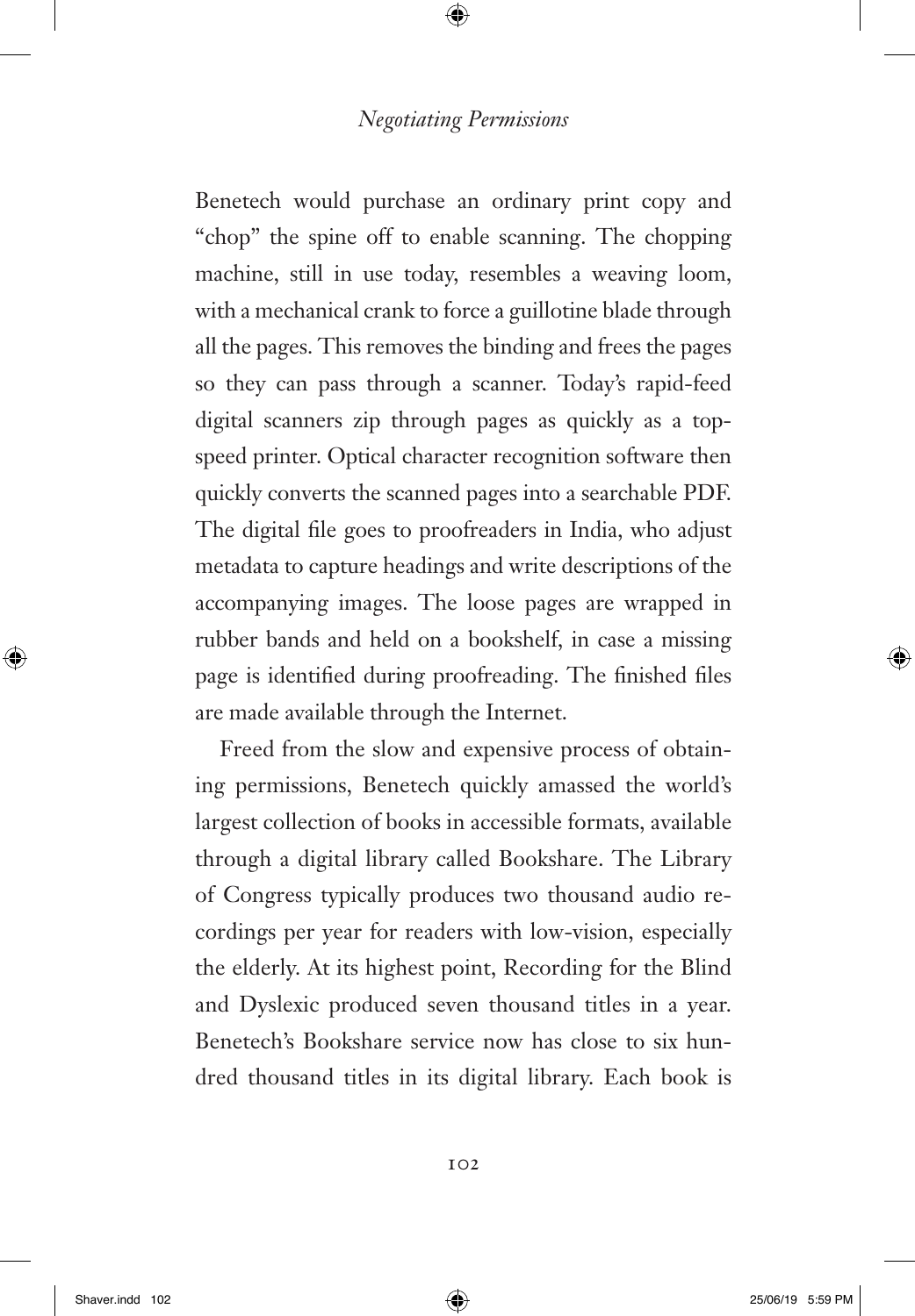Benetech would purchase an ordinary print copy and "chop" the spine off to enable scanning. The chopping machine, still in use today, resembles a weaving loom, with a mechanical crank to force a guillotine blade through all the pages. This removes the binding and frees the pages so they can pass through a scanner. Today's rapid-feed digital scanners zip through pages as quickly as a top-speed printer. Optical character recognition software then quickly converts the scanned pages into a searchable PDF. The digital file goes to proofreaders in India, who adjust metadata to capture headings and write descriptions of the accompanying images. The loose pages are wrapped in rubber bands and held on a bookshelf, in case a missing page is identified during proofreading. The finished files are made available through the Internet.

Freed from the slow and expensive process of obtaining permissions, Benetech quickly amassed the world's largest collection of books in accessible formats, available through a digital library called Bookshare. The Library of Congress typically produces two thousand audio recordings per year for readers with low-vision, especially the elderly. At its highest point, Recording for the Blind and Dyslexic produced seven thousand titles in a year. Benetech's Bookshare service now has close to six hundred thousand titles in its digital library. Each book is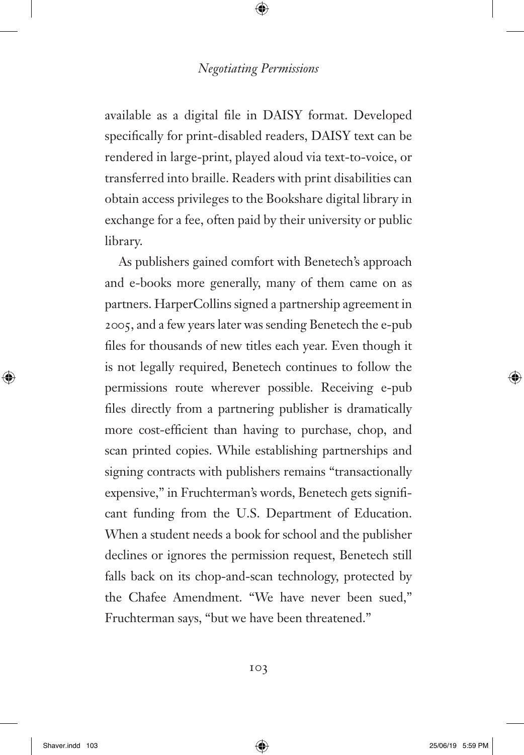available as a digital file in DAISY format. Developed specifically for print-disabled readers, DAISY text can be rendered in large-print, played aloud via text-to-voice, or transferred into braille. Readers with print disabilities can obtain access privileges to the Bookshare digital library in exchange for a fee, often paid by their university or public library.

As publishers gained comfort with Benetech's approach and e-books more generally, many of them came on as partners. HarperCollins signed a partnership agreement in 2005, and a few years later was sending Benetech the e-pub files for thousands of new titles each year. Even though it is not legally required, Benetech continues to follow the permissions route wherever possible. Receiving e-pub files directly from a partnering publisher is dramatically more cost-efficient than having to purchase, chop, and scan printed copies. While establishing partnerships and signing contracts with publishers remains "transactionally expensive," in Fruchterman's words, Benetech gets significant funding from the U.S. Department of Education. When a student needs a book for school and the publisher declines or ignores the permission request, Benetech still falls back on its chop-and-scan technology, protected by the Chafee Amendment. "We have never been sued," Fruchterman says, "but we have been threatened."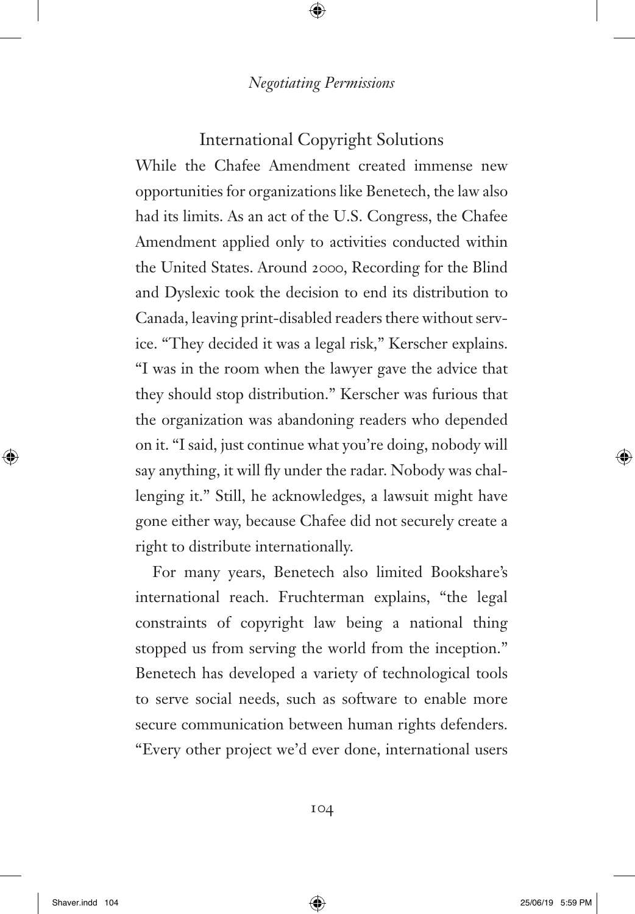## International Copyright Solutions

While the Chafee Amendment created immense new opportunities for organizations like Benetech, the law also had its limits. As an act of the U.S. Congress, the Chafee Amendment applied only to activities conducted within the United States. Around 2000, Recording for the Blind and Dyslexic took the decision to end its distribution to Canada, leaving print-disabled readers there without service. "They decided it was a legal risk," Kerscher explains. "I was in the room when the lawyer gave the advice that they should stop distribution." Kerscher was furious that the organization was abandoning readers who depended on it. "I said, just continue what you're doing, nobody will say anything, it will fly under the radar. Nobody was challenging it." Still, he acknowledges, a lawsuit might have gone either way, because Chafee did not securely create a right to distribute internationally.

For many years, Benetech also limited Bookshare's international reach. Fruchterman explains, "the legal constraints of copyright law being a national thing stopped us from serving the world from the inception." Benetech has developed a variety of technological tools to serve social needs, such as software to enable more secure communication between human rights defenders. "Every other project we'd ever done, international users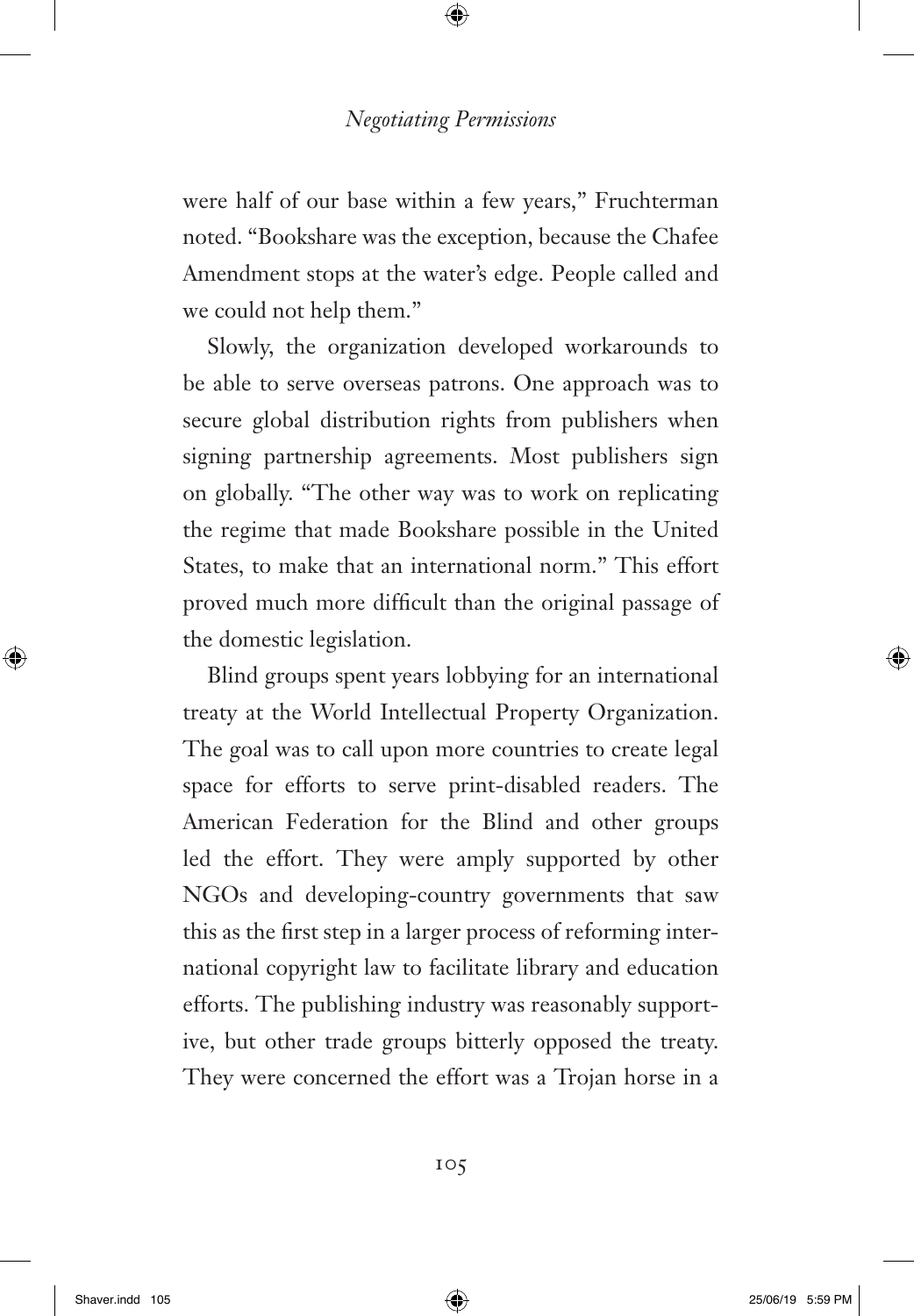were half of our base within a few years," Fruchterman noted. "Bookshare was the exception, because the Chafee Amendment stops at the water's edge. People called and we could not help them."

Slowly, the organization developed workarounds to be able to serve overseas patrons. One approach was to secure global distribution rights from publishers when signing partnership agreements. Most publishers sign on globally. "The other way was to work on replicating the regime that made Bookshare possible in the United States, to make that an international norm." This effort proved much more difficult than the original passage of the domestic legislation.

Blind groups spent years lobbying for an international treaty at the World Intellectual Property Organization. The goal was to call upon more countries to create legal space for efforts to serve print-disabled readers. The American Federation for the Blind and other groups led the effort. They were amply supported by other NGOs and developing-country governments that saw this as the first step in a larger process of reforming international copyright law to facilitate library and education efforts. The publishing industry was reasonably supportive, but other trade groups bitterly opposed the treaty. They were concerned the effort was a Trojan horse in a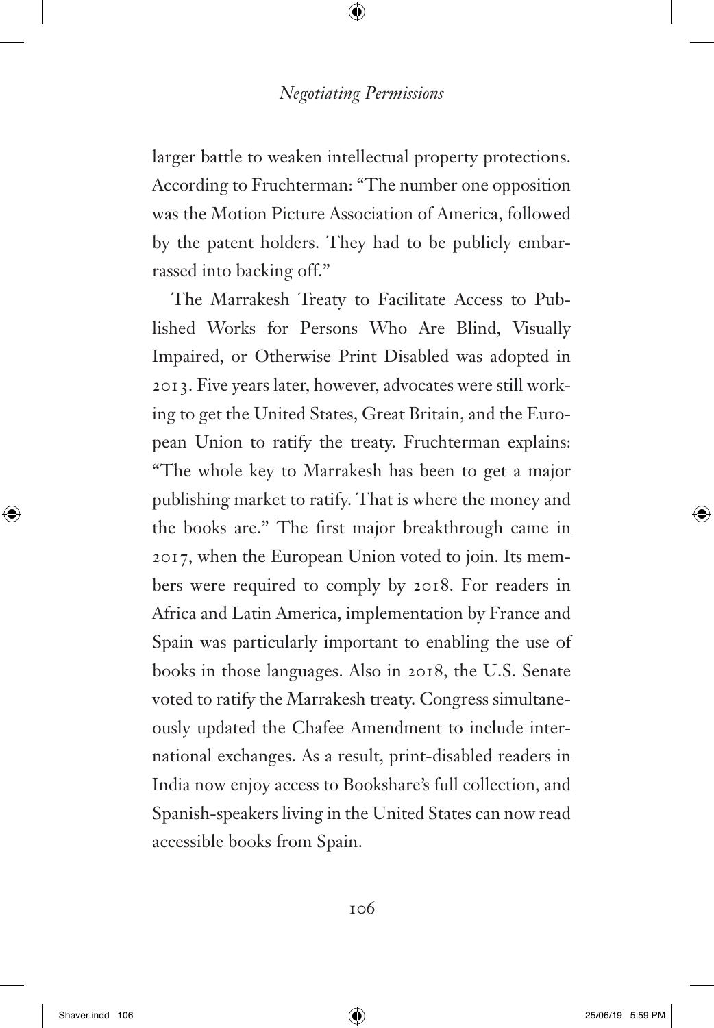larger battle to weaken intellectual property protections. According to Fruchterman: "The number one opposition was the Motion Picture Association of America, followed by the patent holders. They had to be publicly embarrassed into backing off."

The Marrakesh Treaty to Facilitate Access to Published Works for Persons Who Are Blind, Visually Impaired, or Otherwise Print Disabled was adopted in 2013. Five years later, however, advocates were still working to get the United States, Great Britain, and the European Union to ratify the treaty. Fruchterman explains: "The whole key to Marrakesh has been to get a major publishing market to ratify. That is where the money and the books are." The first major breakthrough came in 2017, when the European Union voted to join. Its members were required to comply by 2018. For readers in Africa and Latin America, implementation by France and Spain was particularly important to enabling the use of books in those languages. Also in 2018, the U.S. Senate voted to ratify the Marrakesh treaty. Congress simultaneously updated the Chafee Amendment to include international exchanges. As a result, print-disabled readers in India now enjoy access to Bookshare's full collection, and Spanish-speakers living in the United States can now read accessible books from Spain.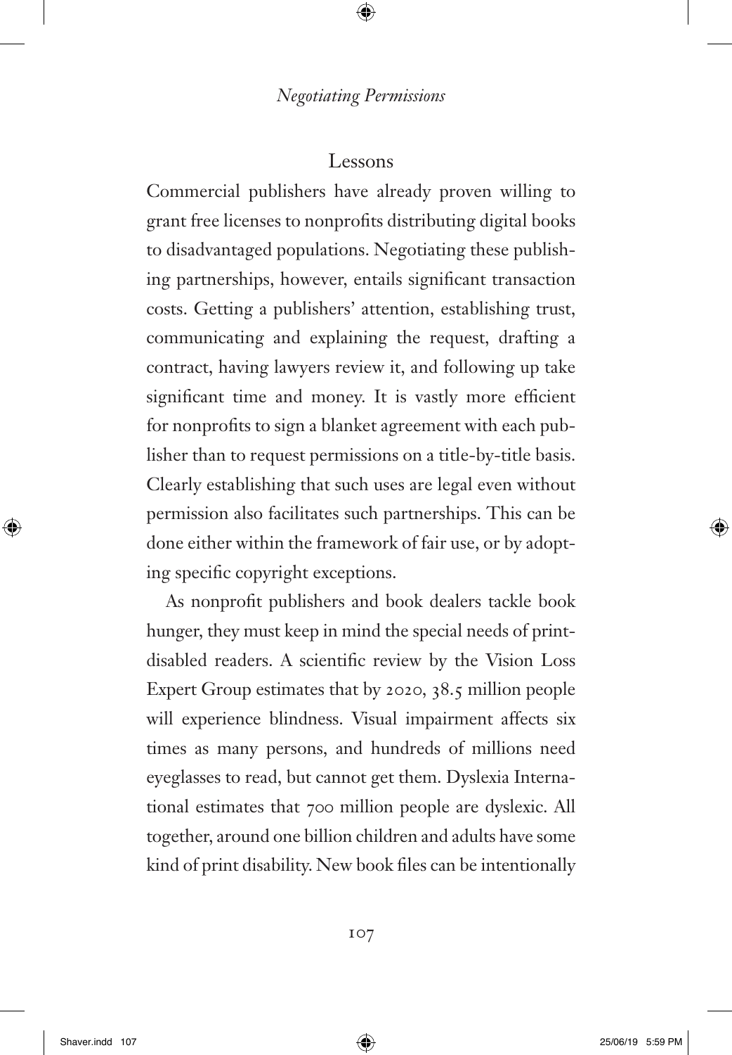## Lessons

Commercial publishers have already proven willing to grant free licenses to nonprofits distributing digital books to disadvantaged populations. Negotiating these publishing partnerships, however, entails significant transaction costs. Getting a publishers' attention, establishing trust, communicating and explaining the request, drafting a contract, having lawyers review it, and following up take significant time and money. It is vastly more efficient for nonprofits to sign a blanket agreement with each publisher than to request permissions on a title-by-title basis. Clearly establishing that such uses are legal even without permission also facilitates such partnerships. This can be done either within the framework of fair use, or by adopting specific copyright exceptions.

As nonprofit publishers and book dealers tackle book hunger, they must keep in mind the special needs of print-disabled readers. A scientific review by the Vision Loss Expert Group estimates that by 2020, 38.5 million people will experience blindness. Visual impairment affects six times as many persons, and hundreds of millions need eyeglasses to read, but cannot get them. Dyslexia International estimates that 700 million people are dyslexic. All together, around one billion children and adults have some kind of print disability. New book files can be intentionally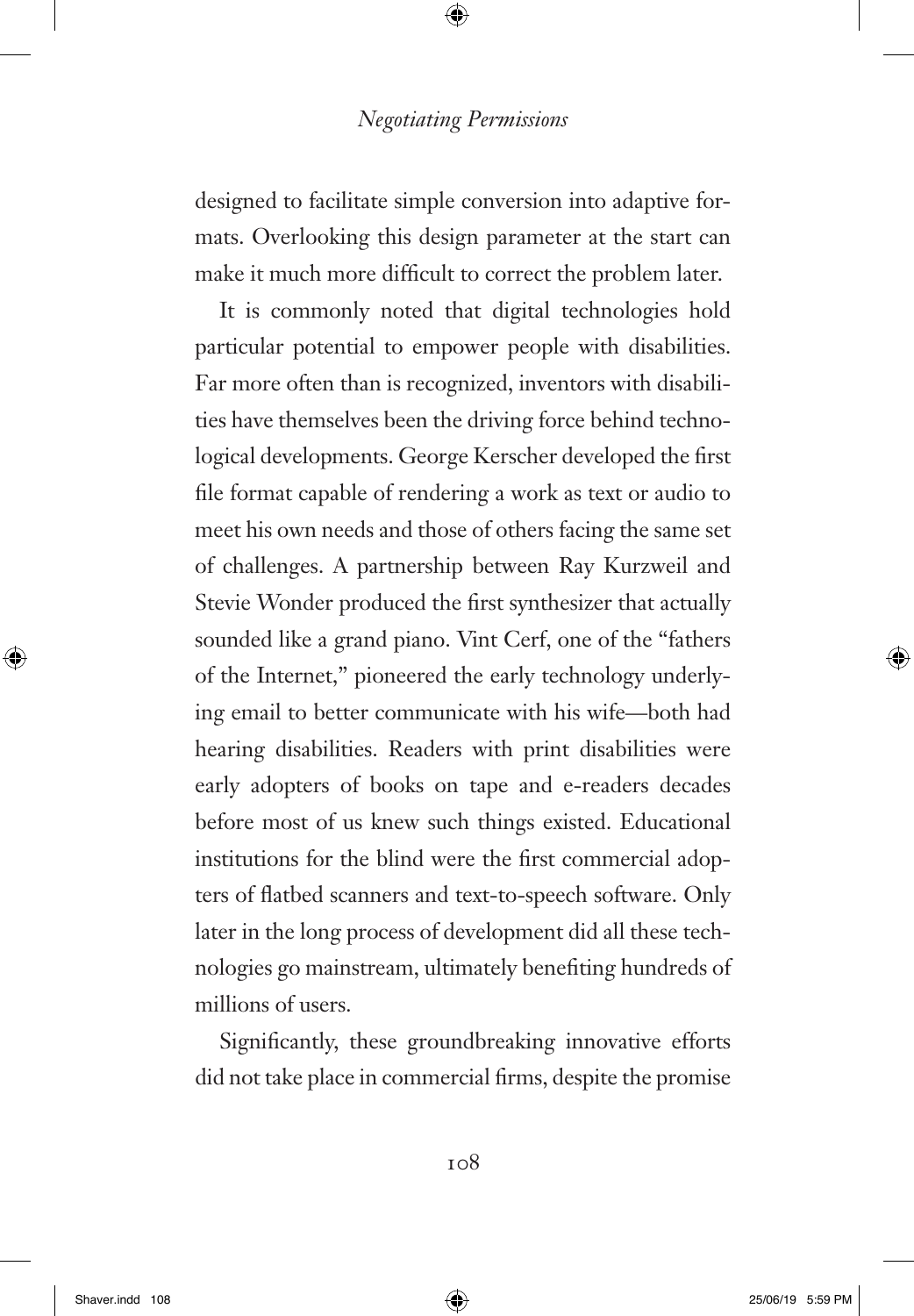designed to facilitate simple conversion into adaptive formats. Overlooking this design parameter at the start can make it much more difficult to correct the problem later.

It is commonly noted that digital technologies hold particular potential to empower people with disabilities. Far more often than is recognized, inventors with disabilities have themselves been the driving force behind technological developments. George Kerscher developed the first file format capable of rendering a work as text or audio to meet his own needs and those of others facing the same set of challenges. A partnership between Ray Kurzweil and Stevie Wonder produced the first synthesizer that actually sounded like a grand piano. Vint Cerf, one of the "fathers of the Internet," pioneered the early technology underlying email to better communicate with his wife—both had hearing disabilities. Readers with print disabilities were early adopters of books on tape and e-readers decades before most of us knew such things existed. Educational institutions for the blind were the first commercial adopters of flatbed scanners and text-to-speech software. Only later in the long process of development did all these technologies go mainstream, ultimately benefiting hundreds of millions of users.

Significantly, these groundbreaking innovative efforts did not take place in commercial firms, despite the promise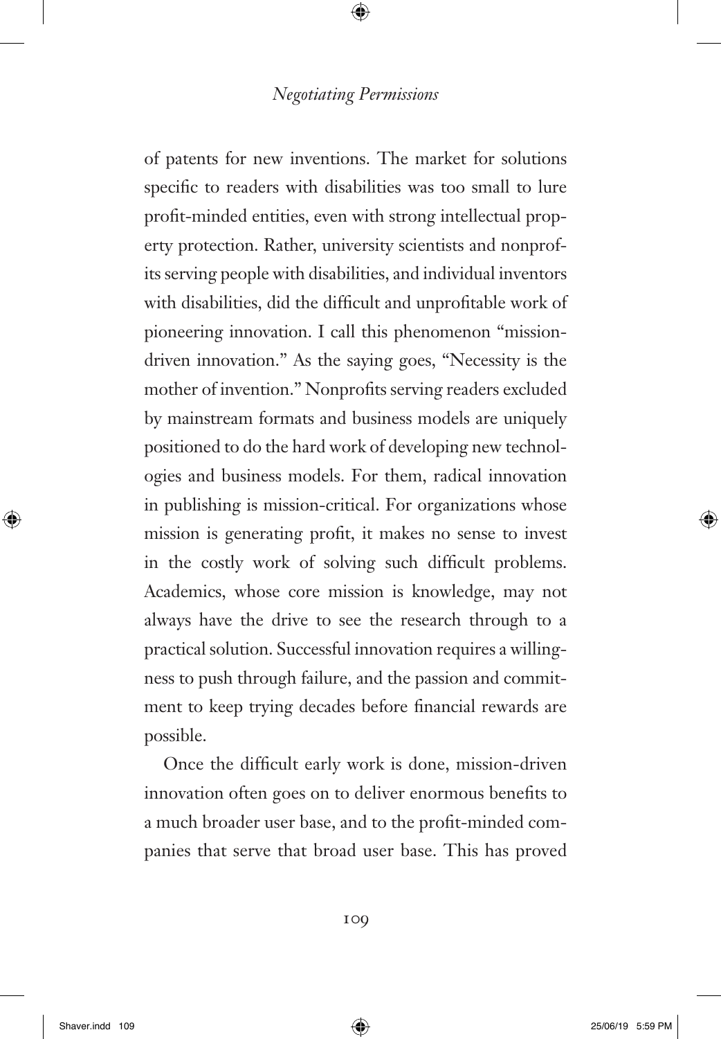of patents for new inventions. The market for solutions specific to readers with disabilities was too small to lure profit-minded entities, even with strong intellectual property protection. Rather, university scientists and nonprofits serving people with disabilities, and individual inventors with disabilities, did the difficult and unprofitable work of pioneering innovation. I call this phenomenon "mission-driven innovation." As the saying goes, "Necessity is the mother of invention." Nonprofits serving readers excluded by mainstream formats and business models are uniquely positioned to do the hard work of developing new technologies and business models. For them, radical innovation in publishing is mission-critical. For organizations whose mission is generating profit, it makes no sense to invest in the costly work of solving such difficult problems. Academics, whose core mission is knowledge, may not always have the drive to see the research through to a practical solution. Successful innovation requires a willingness to push through failure, and the passion and commitment to keep trying decades before financial rewards are possible.

Once the difficult early work is done, mission-driven innovation often goes on to deliver enormous benefits to a much broader user base, and to the profit-minded companies that serve that broad user base. This has proved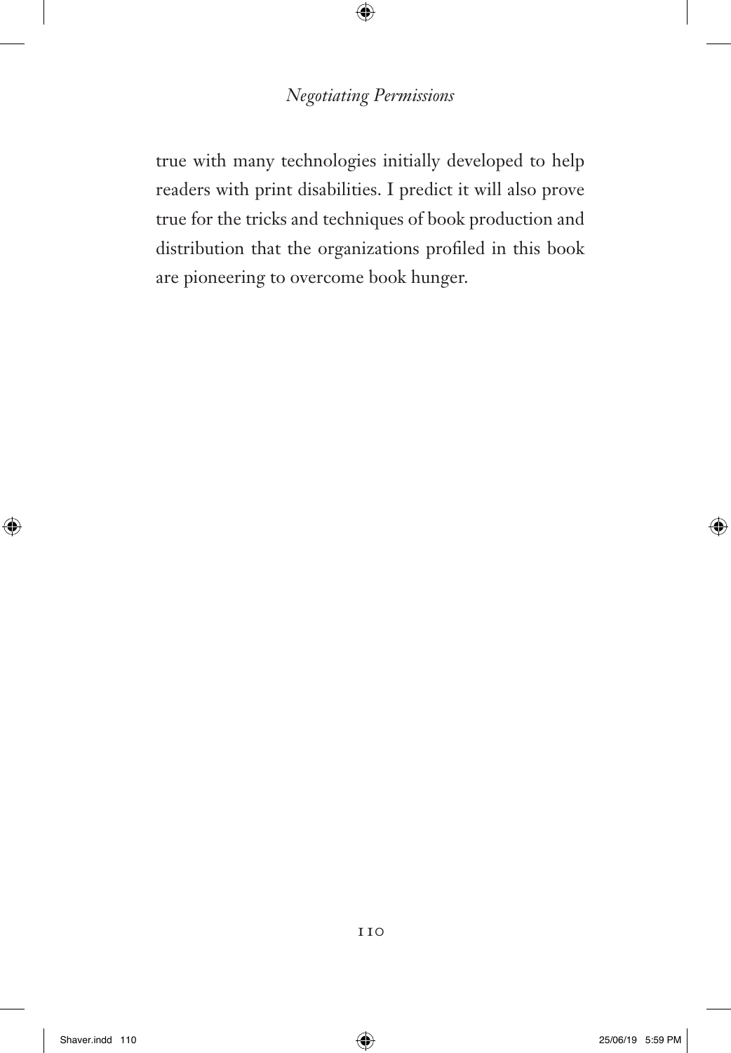true with many technologies initially developed to help readers with print disabilities. I predict it will also prove true for the tricks and techniques of book production and distribution that the organizations profiled in this book are pioneering to overcome book hunger.